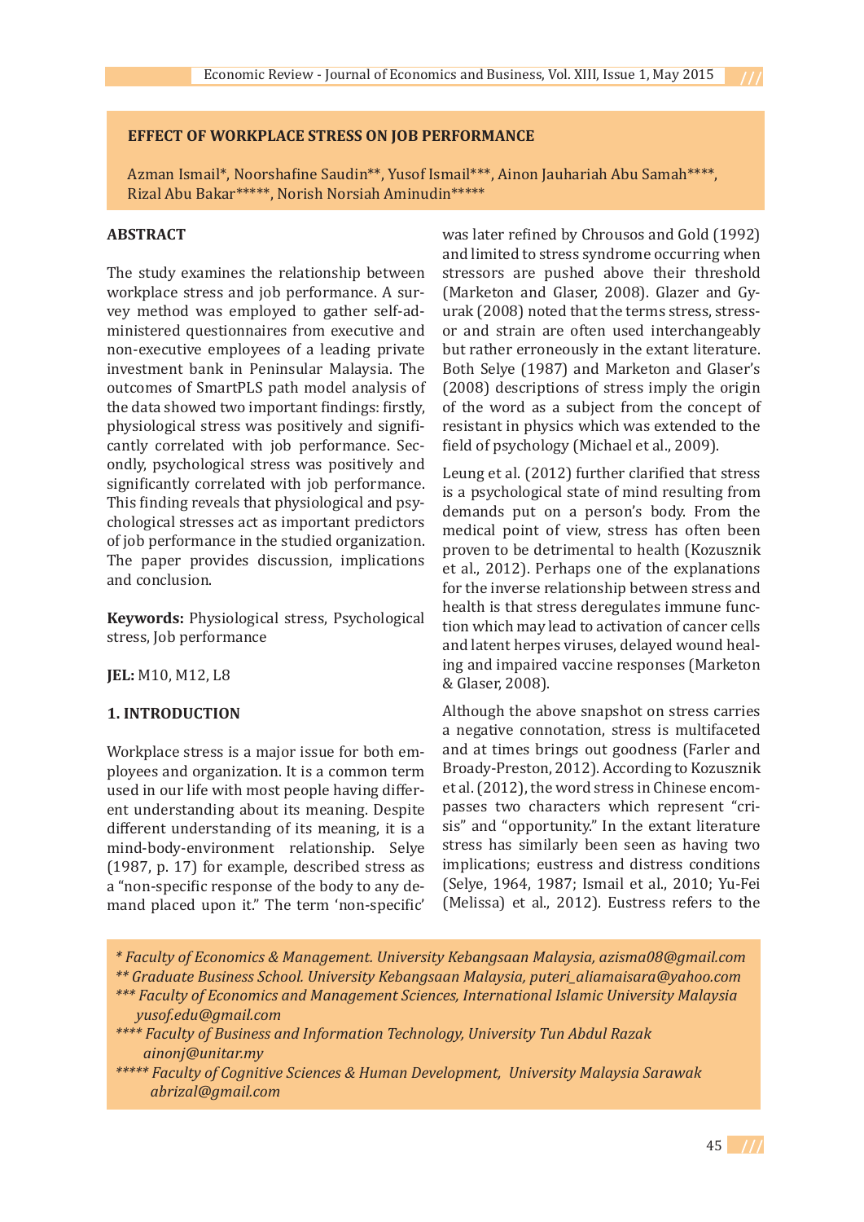# EFFECT OF WORKPLACE STRESS ON JOB PERFORMANCE

Azman Ismail*, Noorshafine Saudin**, Yusof Ismail***, Ainon Jauhariah Abu Samah****, Rizal Abu Bakar*****, Norish Norsiah Aminudin*****

## ABSTRACT

The study examines the relationship between workplace stress and job performance. A survey method was employed to gather self-administered questionnaires from executive and non-executive employees of a leading private investment bank in Peninsular Malaysia. The outcomes of SmartPLS path model analysis of the data showed two important findings: firstly, physiological stress was positively and significantly correlated with job performance. Secondly, psychological stress was positively and significantly correlated with job performance. This finding reveals that physiological and psychological stresses act as important predictors of job performance in the studied organization. The paper provides discussion, implications and conclusion.

**Keywords:** Physiological stress, Psychological stress, Job performance

**JEL:** M10, M12, L8

## 1. INTRODUCTION

Workplace stress is a major issue for both employees and organization. It is a common term used in our life with most people having different understanding about its meaning. Despite different understanding of its meaning, it is a mind-body-environment relationship. Selye (1987, p. 17) for example, described stress as a "non-specific response of the body to any demand placed upon it." The term 'non-specific' was later refined by Chrousos and Gold (1992) and limited to stress syndrome occurring when stressors are pushed above their threshold (Marketon and Glaser, 2008). Glazer and Gyurak (2008) noted that the terms stress, stressor and strain are often used interchangeably but rather erroneously in the extant literature. Both Selye (1987) and Marketon and Glaser's (2008) descriptions of stress imply the origin of the word as a subject from the concept of resistant in physics which was extended to the field of psychology (Michael et al., 2009).

Leung et al. (2012) further clarified that stress is a psychological state of mind resulting from demands put on a person's body. From the medical point of view, stress has often been proven to be detrimental to health (Kozusznik et al., 2012). Perhaps one of the explanations for the inverse relationship between stress and health is that stress deregulates immune function which may lead to activation of cancer cells and latent herpes viruses, delayed wound healing and impaired vaccine responses (Marketon & Glaser, 2008).

Although the above snapshot on stress carries a negative connotation, stress is multifaceted and at times brings out goodness (Farler and Broady-Preston, 2012). According to Kozusznik et al. (2012), the word stress in Chinese encompasses two characters which represent "crisis" and "opportunity." In the extant literature stress has similarly been seen as having two implications; eustress and distress conditions (Selye, 1964, 1987; Ismail et al., 2010; Yu-Fei (Melissa) et al., 2012). Eustress refers to the

*\* Faculty of Economics & Management. University Kebangsaan Malaysia, azisma08@gmail.com*
*\*\* Graduate Business School. University Kebangsaan Malaysia, puteri_aliamaisara@yahoo.com*
*\*\*\* Faculty of Economics and Management Sciences, International Islamic University Malaysia yusof.edu@gmail.com*
*\*\*\*\* Faculty of Business and Information Technology, University Tun Abdul Razak ainonj@unitar.my*
*\*\*\*\*\* Faculty of Cognitive Sciences & Human Development, University Malaysia Sarawak abrizal@gmail.com*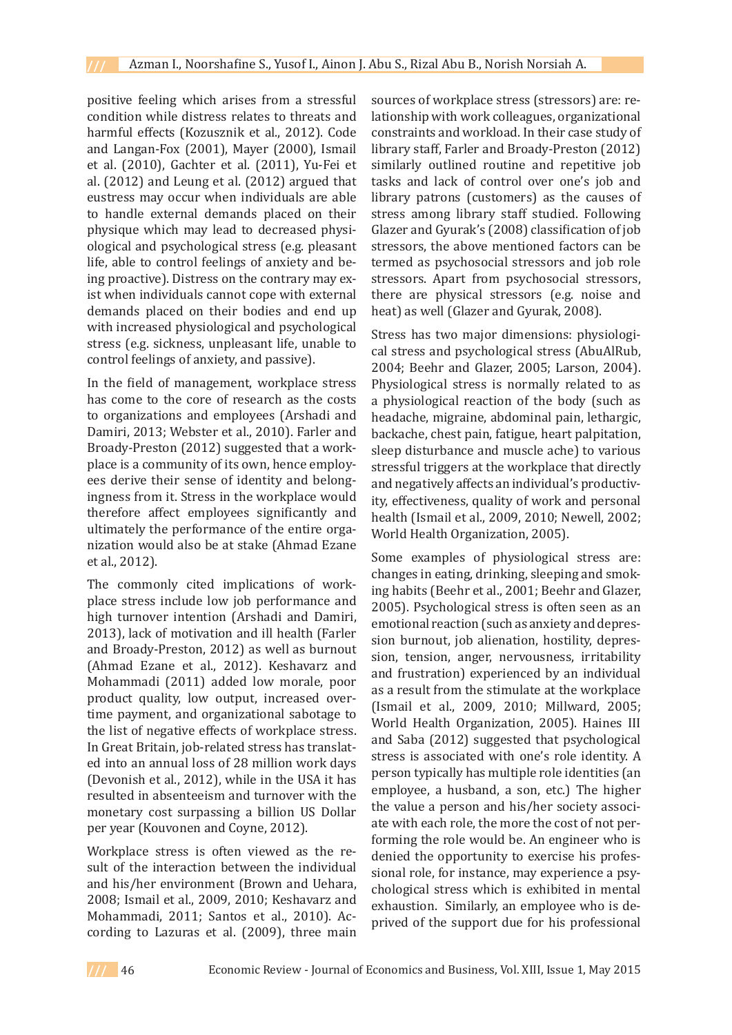positive feeling which arises from a stressful condition while distress relates to threats and harmful effects (Kozusznik et al., 2012). Code and Langan-Fox (2001), Mayer (2000), Ismail et al. (2010), Gachter et al. (2011), Yu-Fei et al. (2012) and Leung et al. (2012) argued that eustress may occur when individuals are able to handle external demands placed on their physique which may lead to decreased physiological and psychological stress (e.g. pleasant life, able to control feelings of anxiety and being proactive). Distress on the contrary may exist when individuals cannot cope with external demands placed on their bodies and end up with increased physiological and psychological stress (e.g. sickness, unpleasant life, unable to control feelings of anxiety, and passive).

In the field of management, workplace stress has come to the core of research as the costs to organizations and employees (Arshadi and Damiri, 2013; Webster et al., 2010). Farler and Broady-Preston (2012) suggested that a workplace is a community of its own, hence employees derive their sense of identity and belongingness from it. Stress in the workplace would therefore affect employees significantly and ultimately the performance of the entire organization would also be at stake (Ahmad Ezane et al., 2012).

The commonly cited implications of workplace stress include low job performance and high turnover intention (Arshadi and Damiri, 2013), lack of motivation and ill health (Farler and Broady-Preston, 2012) as well as burnout (Ahmad Ezane et al., 2012). Keshavarz and Mohammadi (2011) added low morale, poor product quality, low output, increased overtime payment, and organizational sabotage to the list of negative effects of workplace stress. In Great Britain, job-related stress has translated into an annual loss of 28 million work days (Devonish et al., 2012), while in the USA it has resulted in absenteeism and turnover with the monetary cost surpassing a billion US Dollar per year (Kouvonen and Coyne, 2012).

Workplace stress is often viewed as the result of the interaction between the individual and his/her environment (Brown and Uehara, 2008; Ismail et al., 2009, 2010; Keshavarz and Mohammadi, 2011; Santos et al., 2010). According to Lazuras et al. (2009), three main sources of workplace stress (stressors) are: relationship with work colleagues, organizational constraints and workload. In their case study of library staff, Farler and Broady-Preston (2012) similarly outlined routine and repetitive job tasks and lack of control over one's job and library patrons (customers) as the causes of stress among library staff studied. Following Glazer and Gyurak's (2008) classification of job stressors, the above mentioned factors can be termed as psychosocial stressors and job role stressors. Apart from psychosocial stressors, there are physical stressors (e.g. noise and heat) as well (Glazer and Gyurak, 2008).

Stress has two major dimensions: physiological stress and psychological stress (AbuAlRub, 2004; Beehr and Glazer, 2005; Larson, 2004). Physiological stress is normally related to as a physiological reaction of the body (such as headache, migraine, abdominal pain, lethargic, backache, chest pain, fatigue, heart palpitation, sleep disturbance and muscle ache) to various stressful triggers at the workplace that directly and negatively affects an individual's productivity, effectiveness, quality of work and personal health (Ismail et al., 2009, 2010; Newell, 2002; World Health Organization, 2005).

Some examples of physiological stress are: changes in eating, drinking, sleeping and smoking habits (Beehr et al., 2001; Beehr and Glazer, 2005). Psychological stress is often seen as an emotional reaction (such as anxiety and depression burnout, job alienation, hostility, depression, tension, anger, nervousness, irritability and frustration) experienced by an individual as a result from the stimulate at the workplace (Ismail et al., 2009, 2010; Millward, 2005; World Health Organization, 2005). Haines III and Saba (2012) suggested that psychological stress is associated with one's role identity. A person typically has multiple role identities (an employee, a husband, a son, etc.) The higher the value a person and his/her society associate with each role, the more the cost of not performing the role would be. An engineer who is denied the opportunity to exercise his professional role, for instance, may experience a psychological stress which is exhibited in mental exhaustion. Similarly, an employee who is deprived of the support due for his professional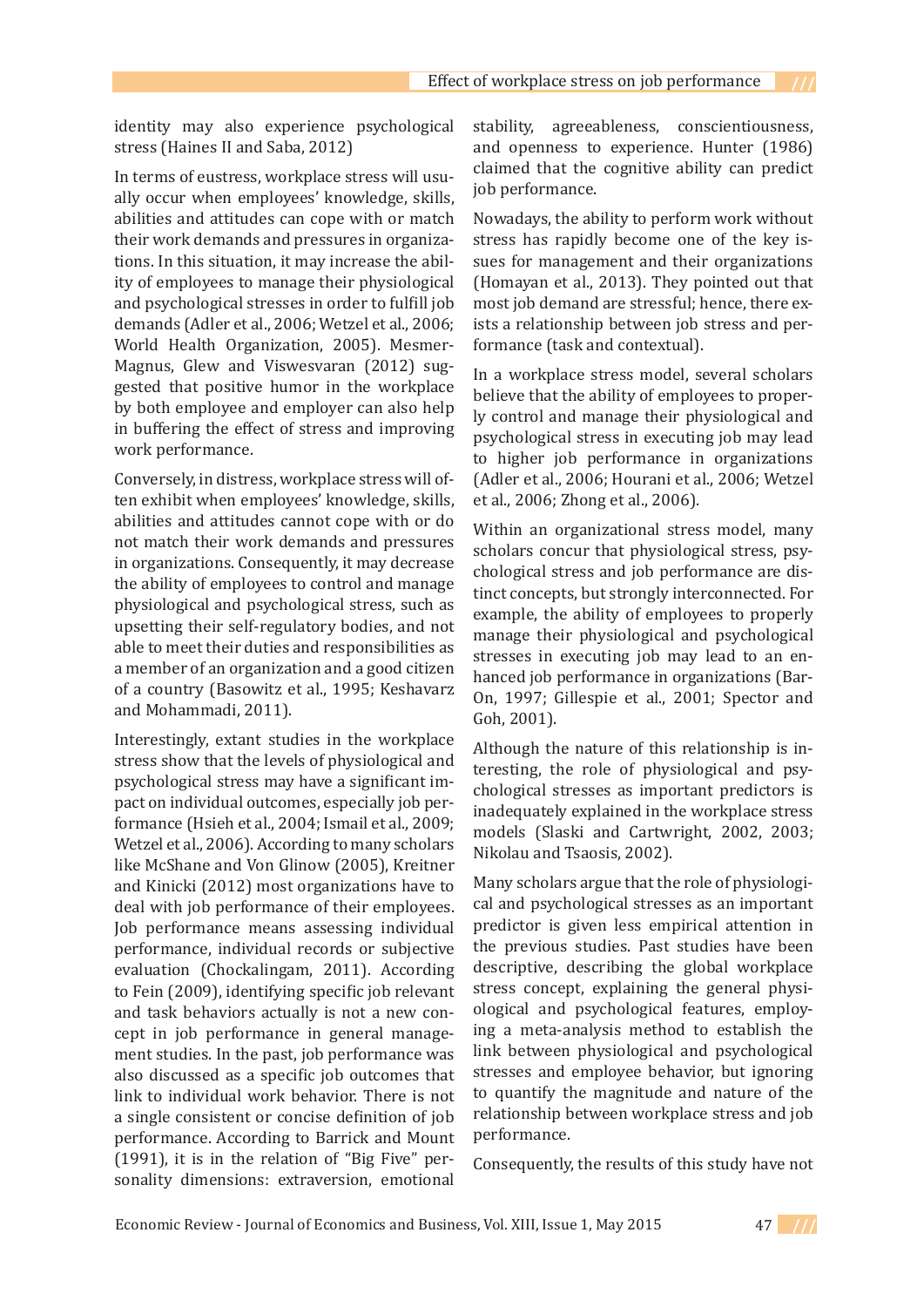identity may also experience psychological stress (Haines II and Saba, 2012)

In terms of eustress, workplace stress will usually occur when employees' knowledge, skills, abilities and attitudes can cope with or match their work demands and pressures in organizations. In this situation, it may increase the ability of employees to manage their physiological and psychological stresses in order to fulfill job demands (Adler et al., 2006; Wetzel et al., 2006; World Health Organization, 2005). Mesmer-Magnus, Glew and Viswesvaran (2012) suggested that positive humor in the workplace by both employee and employer can also help in buffering the effect of stress and improving work performance.

Conversely, in distress, workplace stress will often exhibit when employees' knowledge, skills, abilities and attitudes cannot cope with or do not match their work demands and pressures in organizations. Consequently, it may decrease the ability of employees to control and manage physiological and psychological stress, such as upsetting their self-regulatory bodies, and not able to meet their duties and responsibilities as a member of an organization and a good citizen of a country (Basowitz et al., 1995; Keshavarz and Mohammadi, 2011).

Interestingly, extant studies in the workplace stress show that the levels of physiological and psychological stress may have a significant impact on individual outcomes, especially job performance (Hsieh et al., 2004; Ismail et al., 2009; Wetzel et al., 2006). According to many scholars like McShane and Von Glinow (2005), Kreitner and Kinicki (2012) most organizations have to deal with job performance of their employees. Job performance means assessing individual performance, individual records or subjective evaluation (Chockalingam, 2011). According to Fein (2009), identifying specific job relevant and task behaviors actually is not a new concept in job performance in general management studies. In the past, job performance was also discussed as a specific job outcomes that link to individual work behavior. There is not a single consistent or concise definition of job performance. According to Barrick and Mount (1991), it is in the relation of "Big Five" personality dimensions: extraversion, emotional stability, agreeableness, conscientiousness, and openness to experience. Hunter (1986) claimed that the cognitive ability can predict job performance.

Nowadays, the ability to perform work without stress has rapidly become one of the key issues for management and their organizations (Homayan et al., 2013). They pointed out that most job demand are stressful; hence, there exists a relationship between job stress and performance (task and contextual).

In a workplace stress model, several scholars believe that the ability of employees to properly control and manage their physiological and psychological stress in executing job may lead to higher job performance in organizations (Adler et al., 2006; Hourani et al., 2006; Wetzel et al., 2006; Zhong et al., 2006).

Within an organizational stress model, many scholars concur that physiological stress, psychological stress and job performance are distinct concepts, but strongly interconnected. For example, the ability of employees to properly manage their physiological and psychological stresses in executing job may lead to an enhanced job performance in organizations (Bar-On, 1997; Gillespie et al., 2001; Spector and Goh, 2001).

Although the nature of this relationship is interesting, the role of physiological and psychological stresses as important predictors is inadequately explained in the workplace stress models (Slaski and Cartwright, 2002, 2003; Nikolau and Tsaosis, 2002).

Many scholars argue that the role of physiological and psychological stresses as an important predictor is given less empirical attention in the previous studies. Past studies have been descriptive, describing the global workplace stress concept, explaining the general physiological and psychological features, employing a meta-analysis method to establish the link between physiological and psychological stresses and employee behavior, but ignoring to quantify the magnitude and nature of the relationship between workplace stress and job performance.

Consequently, the results of this study have not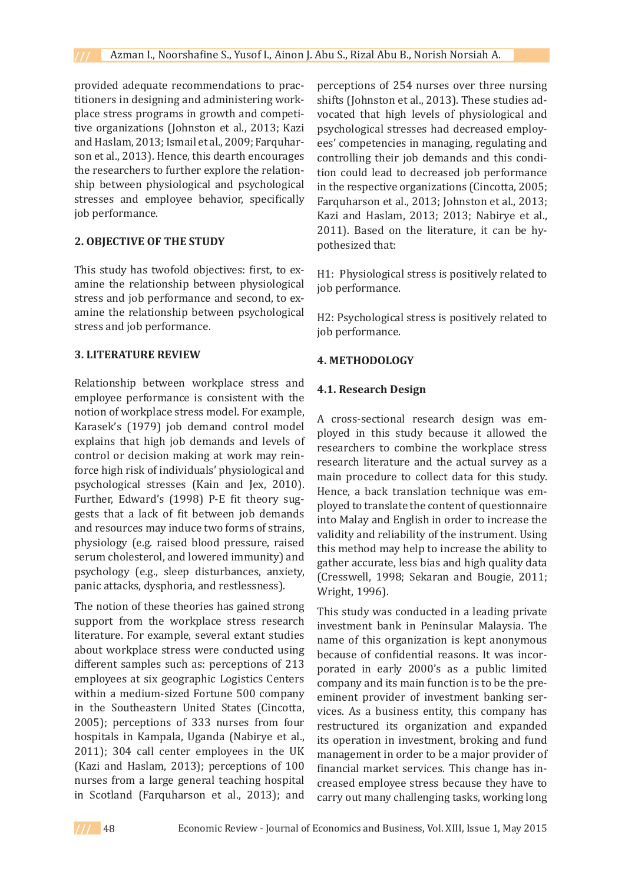provided adequate recommendations to practitioners in designing and administering workplace stress programs in growth and competitive organizations (Johnston et al., 2013; Kazi and Haslam, 2013; Ismail et al., 2009; Farquharson et al., 2013). Hence, this dearth encourages the researchers to further explore the relationship between physiological and psychological stresses and employee behavior, specifically job performance.

## 2. OBJECTIVE OF THE STUDY

This study has twofold objectives: first, to examine the relationship between physiological stress and job performance and second, to examine the relationship between psychological stress and job performance.

## 3. LITERATURE REVIEW

Relationship between workplace stress and employee performance is consistent with the notion of workplace stress model. For example, Karasek's (1979) job demand control model explains that high job demands and levels of control or decision making at work may reinforce high risk of individuals' physiological and psychological stresses (Kain and Jex, 2010). Further, Edward's (1998) P-E fit theory suggests that a lack of fit between job demands and resources may induce two forms of strains, physiology (e.g. raised blood pressure, raised serum cholesterol, and lowered immunity) and psychology (e.g., sleep disturbances, anxiety, panic attacks, dysphoria, and restlessness).

The notion of these theories has gained strong support from the workplace stress research literature. For example, several extant studies about workplace stress were conducted using different samples such as: perceptions of 213 employees at six geographic Logistics Centers within a medium-sized Fortune 500 company in the Southeastern United States (Cincotta, 2005); perceptions of 333 nurses from four hospitals in Kampala, Uganda (Nabirye et al., 2011); 304 call center employees in the UK (Kazi and Haslam, 2013); perceptions of 100 nurses from a large general teaching hospital in Scotland (Farquharson et al., 2013); and perceptions of 254 nurses over three nursing shifts (Johnston et al., 2013). These studies advocated that high levels of physiological and psychological stresses had decreased employees' competencies in managing, regulating and controlling their job demands and this condition could lead to decreased job performance in the respective organizations (Cincotta, 2005; Farquharson et al., 2013; Johnston et al., 2013; Kazi and Haslam, 2013; 2013; Nabirye et al., 2011). Based on the literature, it can be hypothesized that:

H1: Physiological stress is positively related to job performance.

H2: Psychological stress is positively related to job performance.

## 4. METHODOLOGY

### 4.1. Research Design

A cross-sectional research design was employed in this study because it allowed the researchers to combine the workplace stress research literature and the actual survey as a main procedure to collect data for this study. Hence, a back translation technique was employed to translate the content of questionnaire into Malay and English in order to increase the validity and reliability of the instrument. Using this method may help to increase the ability to gather accurate, less bias and high quality data (Cresswell, 1998; Sekaran and Bougie, 2011; Wright, 1996).

This study was conducted in a leading private investment bank in Peninsular Malaysia. The name of this organization is kept anonymous because of confidential reasons. It was incorporated in early 2000's as a public limited company and its main function is to be the preeminent provider of investment banking services. As a business entity, this company has restructured its organization and expanded its operation in investment, broking and fund management in order to be a major provider of financial market services. This change has increased employee stress because they have to carry out many challenging tasks, working long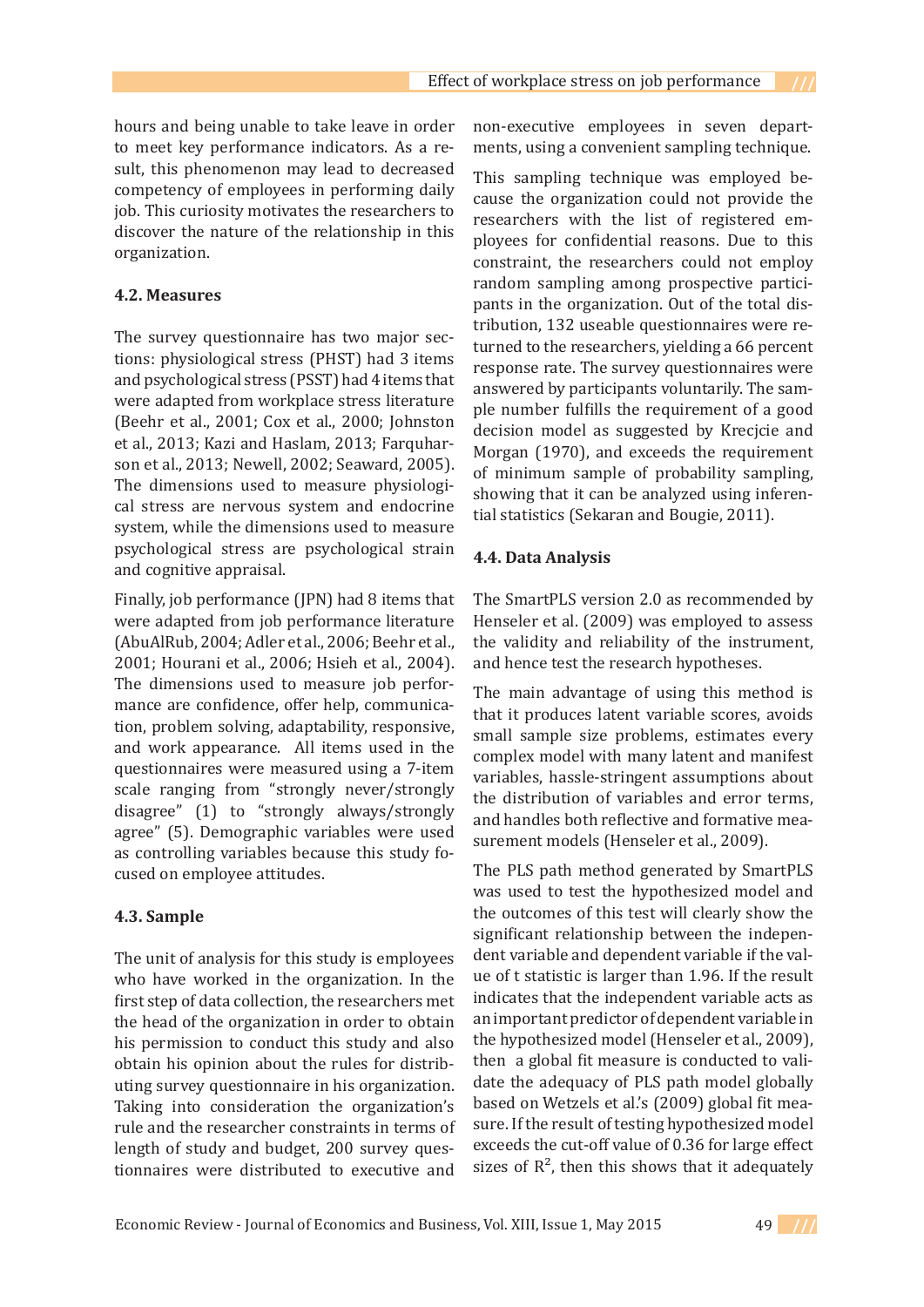hours and being unable to take leave in order to meet key performance indicators. As a result, this phenomenon may lead to decreased competency of employees in performing daily job. This curiosity motivates the researchers to discover the nature of the relationship in this organization.

### 4.2. Measures

The survey questionnaire has two major sections: physiological stress (PHST) had 3 items and psychological stress (PSST) had 4 items that were adapted from workplace stress literature (Beehr et al., 2001; Cox et al., 2000; Johnston et al., 2013; Kazi and Haslam, 2013; Farquharson et al., 2013; Newell, 2002; Seaward, 2005). The dimensions used to measure physiological stress are nervous system and endocrine system, while the dimensions used to measure psychological stress are psychological strain and cognitive appraisal.

Finally, job performance (JPN) had 8 items that were adapted from job performance literature (AbuAlRub, 2004; Adler et al., 2006; Beehr et al., 2001; Hourani et al., 2006; Hsieh et al., 2004). The dimensions used to measure job performance are confidence, offer help, communication, problem solving, adaptability, responsive, and work appearance. All items used in the questionnaires were measured using a 7-item scale ranging from "strongly never/strongly disagree" (1) to "strongly always/strongly agree" (5). Demographic variables were used as controlling variables because this study focused on employee attitudes.

### 4.3. Sample

The unit of analysis for this study is employees who have worked in the organization. In the first step of data collection, the researchers met the head of the organization in order to obtain his permission to conduct this study and also obtain his opinion about the rules for distributing survey questionnaire in his organization. Taking into consideration the organization's rule and the researcher constraints in terms of length of study and budget, 200 survey questionnaires were distributed to executive and non-executive employees in seven departments, using a convenient sampling technique.

This sampling technique was employed because the organization could not provide the researchers with the list of registered employees for confidential reasons. Due to this constraint, the researchers could not employ random sampling among prospective participants in the organization. Out of the total distribution, 132 useable questionnaires were returned to the researchers, yielding a 66 percent response rate. The survey questionnaires were answered by participants voluntarily. The sample number fulfills the requirement of a good decision model as suggested by Krecjcie and Morgan (1970), and exceeds the requirement of minimum sample of probability sampling, showing that it can be analyzed using inferential statistics (Sekaran and Bougie, 2011).

### 4.4. Data Analysis

The SmartPLS version 2.0 as recommended by Henseler et al. (2009) was employed to assess the validity and reliability of the instrument, and hence test the research hypotheses.

The main advantage of using this method is that it produces latent variable scores, avoids small sample size problems, estimates every complex model with many latent and manifest variables, hassle-stringent assumptions about the distribution of variables and error terms, and handles both reflective and formative measurement models (Henseler et al., 2009).

The PLS path method generated by SmartPLS was used to test the hypothesized model and the outcomes of this test will clearly show the significant relationship between the independent variable and dependent variable if the value of t statistic is larger than 1.96. If the result indicates that the independent variable acts as an important predictor of dependent variable in the hypothesized model (Henseler et al., 2009), then a global fit measure is conducted to validate the adequacy of PLS path model globally based on Wetzels et al.'s (2009) global fit measure. If the result of testing hypothesized model exceeds the cut-off value of 0.36 for large effect sizes of $R^2$, then this shows that it adequately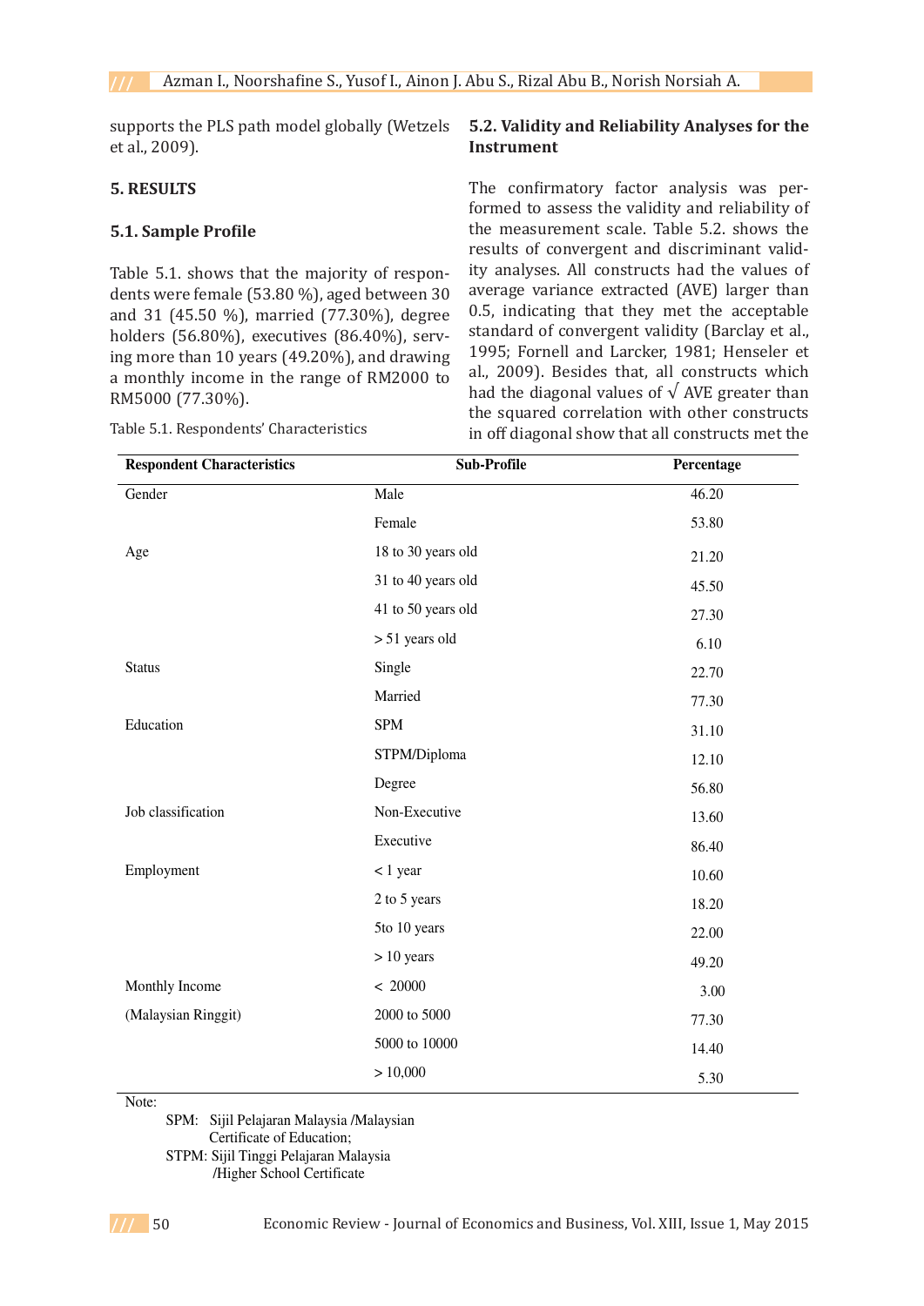supports the PLS path model globally (Wetzels et al., 2009).

## 5. RESULTS

### 5.1. Sample Profile

Table 5.1. shows that the majority of respondents were female (53.80 %), aged between 30 and 31 (45.50 %), married (77.30%), degree holders (56.80%), executives (86.40%), serving more than 10 years (49.20%), and drawing a monthly income in the range of RM2000 to RM5000 (77.30%).

Table 5.1. Respondents' Characteristics

| Respondent Characteristics | Sub-Profile | Percentage |
|---|---|---|
| Gender | Male | 46.20 |
| | Female | 53.80 |
| Age | 18 to 30 years old | 21.20 |
| | 31 to 40 years old | 45.50 |
| | 41 to 50 years old | 27.30 |
| | > 51 years old | 6.10 |
| Status | Single | 22.70 |
| | Married | 77.30 |
| Education | SPM | 31.10 |
| | STPM/Diploma | 12.10 |
| | Degree | 56.80 |
| Job classification | Non-Executive | 13.60 |
| | Executive | 86.40 |
| Employment | < 1 year | 10.60 |
| | 2 to 5 years | 18.20 |
| | 5to 10 years | 22.00 |
| | > 10 years | 49.20 |
| Monthly Income | < 20000 | 3.00 |
| (Malaysian Ringgit) | 2000 to 5000 | 77.30 |
| | 5000 to 10000 | 14.40 |
| | > 10,000 | 5.30 |

Note:
SPM: Sijil Pelajaran Malaysia /Malaysian Certificate of Education;
STPM: Sijil Tinggi Pelajaran Malaysia /Higher School Certificate

### 5.2. Validity and Reliability Analyses for the Instrument

The confirmatory factor analysis was performed to assess the validity and reliability of the measurement scale. Table 5.2. shows the results of convergent and discriminant validity analyses. All constructs had the values of average variance extracted (AVE) larger than 0.5, indicating that they met the acceptable standard of convergent validity (Barclay et al., 1995; Fornell and Larcker, 1981; Henseler et al., 2009). Besides that, all constructs which had the diagonal values of √ AVE greater than the squared correlation with other constructs in off diagonal show that all constructs met the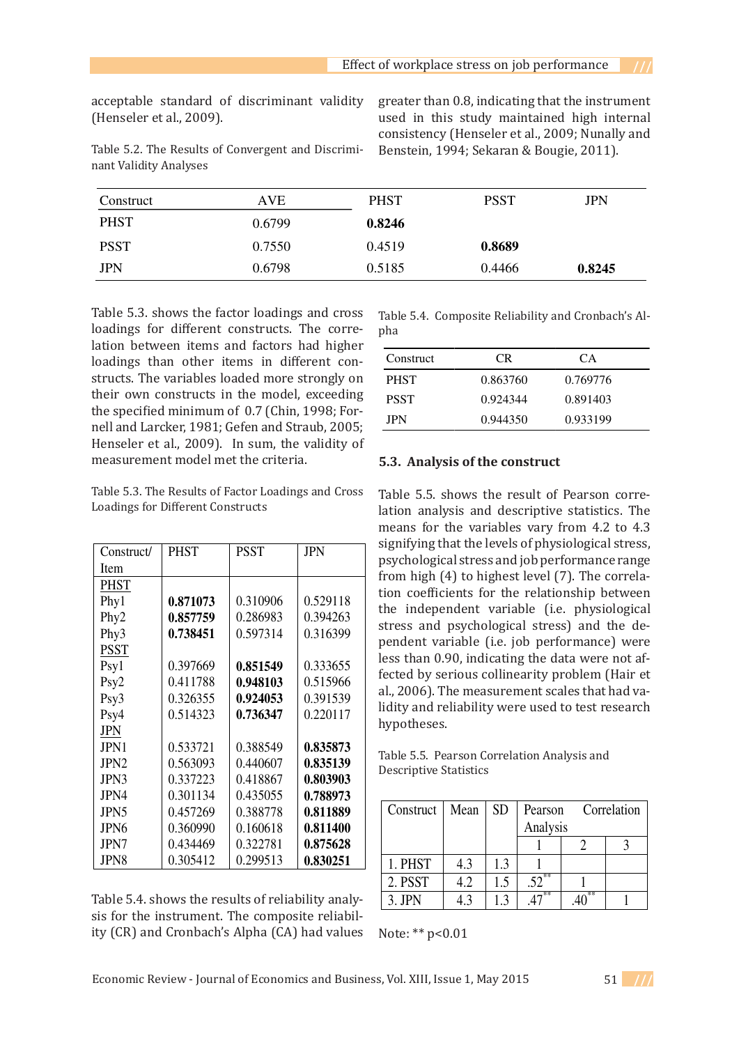acceptable standard of discriminant validity (Henseler et al., 2009).

Table 5.2. The Results of Convergent and Discriminant Validity Analyses

| Construct | AVE | PHST | PSST | JPN |
|---|---|---|---|---|
| PHST | 0.6799 | **0.8246** | | |
| PSST | 0.7550 | 0.4519 | **0.8689** | |
| JPN | 0.6798 | 0.5185 | 0.4466 | **0.8245** |

Table 5.3. shows the factor loadings and cross loadings for different constructs. The correlation between items and factors had higher loadings than other items in different constructs. The variables loaded more strongly on their own constructs in the model, exceeding the specified minimum of 0.7 (Chin, 1998; Fornell and Larcker, 1981; Gefen and Straub, 2005; Henseler et al., 2009). In sum, the validity of measurement model met the criteria.

Table 5.3. The Results of Factor Loadings and Cross Loadings for Different Constructs

| Construct/ Item | PHST | PSST | JPN |
|---|---|---|---|
| PHST | | | |
| Phy1 | **0.871073** | 0.310906 | 0.529118 |
| Phy2 | **0.857759** | 0.286983 | 0.394263 |
| Phy3 | **0.738451** | 0.597314 | 0.316399 |
| PSST | | | |
| Psy1 | 0.397669 | **0.851549** | 0.333655 |
| Psy2 | 0.411788 | **0.948103** | 0.515966 |
| Psy3 | 0.326355 | **0.924053** | 0.391539 |
| Psy4 | 0.514323 | **0.736347** | 0.220117 |
| JPN | | | |
| JPN1 | 0.533721 | 0.388549 | **0.835873** |
| JPN2 | 0.563093 | 0.440607 | **0.835139** |
| JPN3 | 0.337223 | 0.418867 | **0.803903** |
| JPN4 | 0.301134 | 0.435055 | **0.788973** |
| JPN5 | 0.457269 | 0.388778 | **0.811889** |
| JPN6 | 0.360990 | 0.160618 | **0.811400** |
| JPN7 | 0.434469 | 0.322781 | **0.875628** |
| JPN8 | 0.305412 | 0.299513 | **0.830251** |

Table 5.4. shows the results of reliability analysis for the instrument. The composite reliability (CR) and Cronbach's Alpha (CA) had values greater than 0.8, indicating that the instrument used in this study maintained high internal consistency (Henseler et al., 2009; Nunally and Benstein, 1994; Sekaran & Bougie, 2011).

Table 5.4. Composite Reliability and Cronbach's Alpha

| Construct | CR | CA |
|---|---|---|
| PHST | 0.863760 | 0.769776 |
| PSST | 0.924344 | 0.891403 |
| JPN | 0.944350 | 0.933199 |

## 5.3. Analysis of the construct

Table 5.5. shows the result of Pearson correlation analysis and descriptive statistics. The means for the variables vary from 4.2 to 4.3 signifying that the levels of physiological stress, psychological stress and job performance range from high (4) to highest level (7). The correlation coefficients for the relationship between the independent variable (i.e. physiological stress and psychological stress) and the dependent variable (i.e. job performance) were less than 0.90, indicating the data were not affected by serious collinearity problem (Hair et al., 2006). The measurement scales that had validity and reliability were used to test research hypotheses.

Table 5.5. Pearson Correlation Analysis and Descriptive Statistics

| Construct | Mean | SD | Pearson Correlation Analysis | | |
|---|---|---|---|---|---|
| | | | 1 | 2 | 3 |
| 1. PHST | 4.3 | 1.3 | 1 | | |
| 2. PSST | 4.2 | 1.5 | .52** | 1 | |
| 3. JPN | 4.3 | 1.3 | .47** | .40** | 1 |

Note: ** $p<0.01$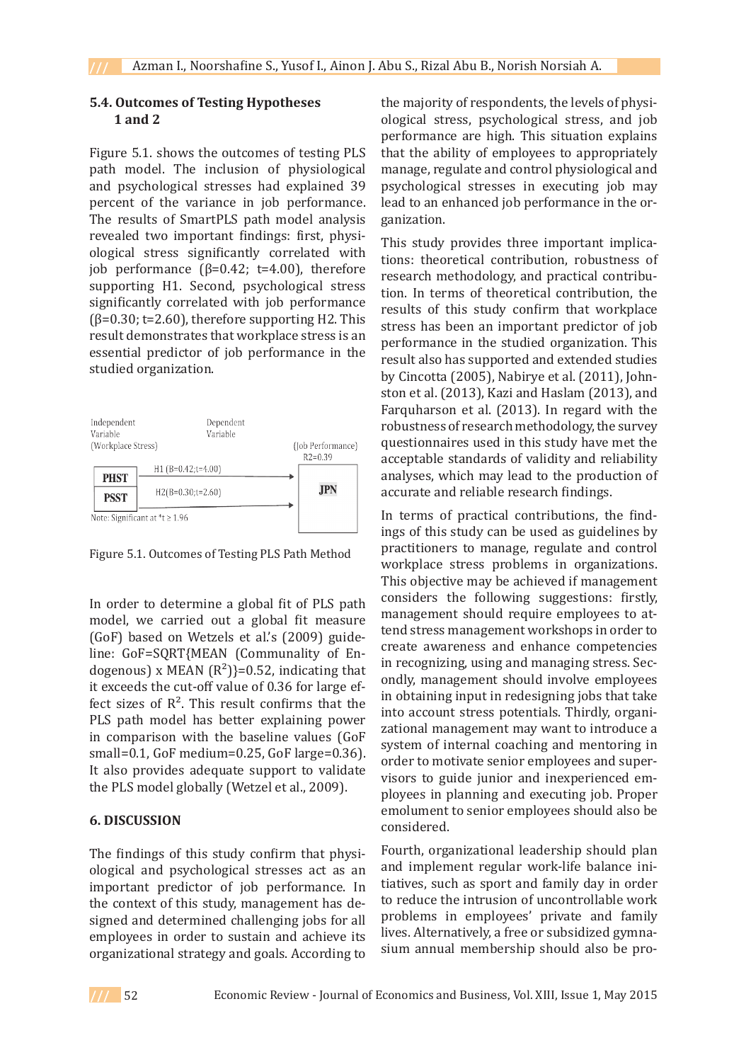### 5.4. Outcomes of Testing Hypotheses 1 and 2

Figure 5.1. shows the outcomes of testing PLS path model. The inclusion of physiological and psychological stresses had explained 39 percent of the variance in job performance. The results of SmartPLS path model analysis revealed two important findings: first, physiological stress significantly correlated with job performance (β=0.42; t=4.00), therefore supporting H1. Second, psychological stress significantly correlated with job performance (β=0.30; t=2.60), therefore supporting H2. This result demonstrates that workplace stress is an essential predictor of job performance in the studied organization.

Independent Variable (Workplace Stress) — Dependent Variable (Job Performance) $R2=0.39$

PHST → H1 (B=0.42;t=4.00) → JPN

PSST → H2(B=0.30;t=2.60) → JPN

Note: Significant at *t ≥ 1.96

Figure 5.1. Outcomes of Testing PLS Path Method

In order to determine a global fit of PLS path model, we carried out a global fit measure (GoF) based on Wetzels et al.'s (2009) guideline: GoF=SQRT{MEAN (Communality of Endogenous) x MEAN ($R^2$)}=0.52, indicating that it exceeds the cut-off value of 0.36 for large effect sizes of $R^2$. This result confirms that the PLS path model has better explaining power in comparison with the baseline values (GoF small=0.1, GoF medium=0.25, GoF large=0.36). It also provides adequate support to validate the PLS model globally (Wetzel et al., 2009).

## 6. DISCUSSION

The findings of this study confirm that physiological and psychological stresses act as an important predictor of job performance. In the context of this study, management has designed and determined challenging jobs for all employees in order to sustain and achieve its organizational strategy and goals. According to the majority of respondents, the levels of physiological stress, psychological stress, and job performance are high. This situation explains that the ability of employees to appropriately manage, regulate and control physiological and psychological stresses in executing job may lead to an enhanced job performance in the organization.

This study provides three important implications: theoretical contribution, robustness of research methodology, and practical contribution. In terms of theoretical contribution, the results of this study confirm that workplace stress has been an important predictor of job performance in the studied organization. This result also has supported and extended studies by Cincotta (2005), Nabirye et al. (2011), Johnston et al. (2013), Kazi and Haslam (2013), and Farquharson et al. (2013). In regard with the robustness of research methodology, the survey questionnaires used in this study have met the acceptable standards of validity and reliability analyses, which may lead to the production of accurate and reliable research findings.

In terms of practical contributions, the findings of this study can be used as guidelines by practitioners to manage, regulate and control workplace stress problems in organizations. This objective may be achieved if management considers the following suggestions: firstly, management should require employees to attend stress management workshops in order to create awareness and enhance competencies in recognizing, using and managing stress. Secondly, management should involve employees in obtaining input in redesigning jobs that take into account stress potentials. Thirdly, organizational management may want to introduce a system of internal coaching and mentoring in order to motivate senior employees and supervisors to guide junior and inexperienced employees in planning and executing job. Proper emolument to senior employees should also be considered.

Fourth, organizational leadership should plan and implement regular work-life balance initiatives, such as sport and family day in order to reduce the intrusion of uncontrollable work problems in employees' private and family lives. Alternatively, a free or subsidized gymnasium annual membership should also be pro-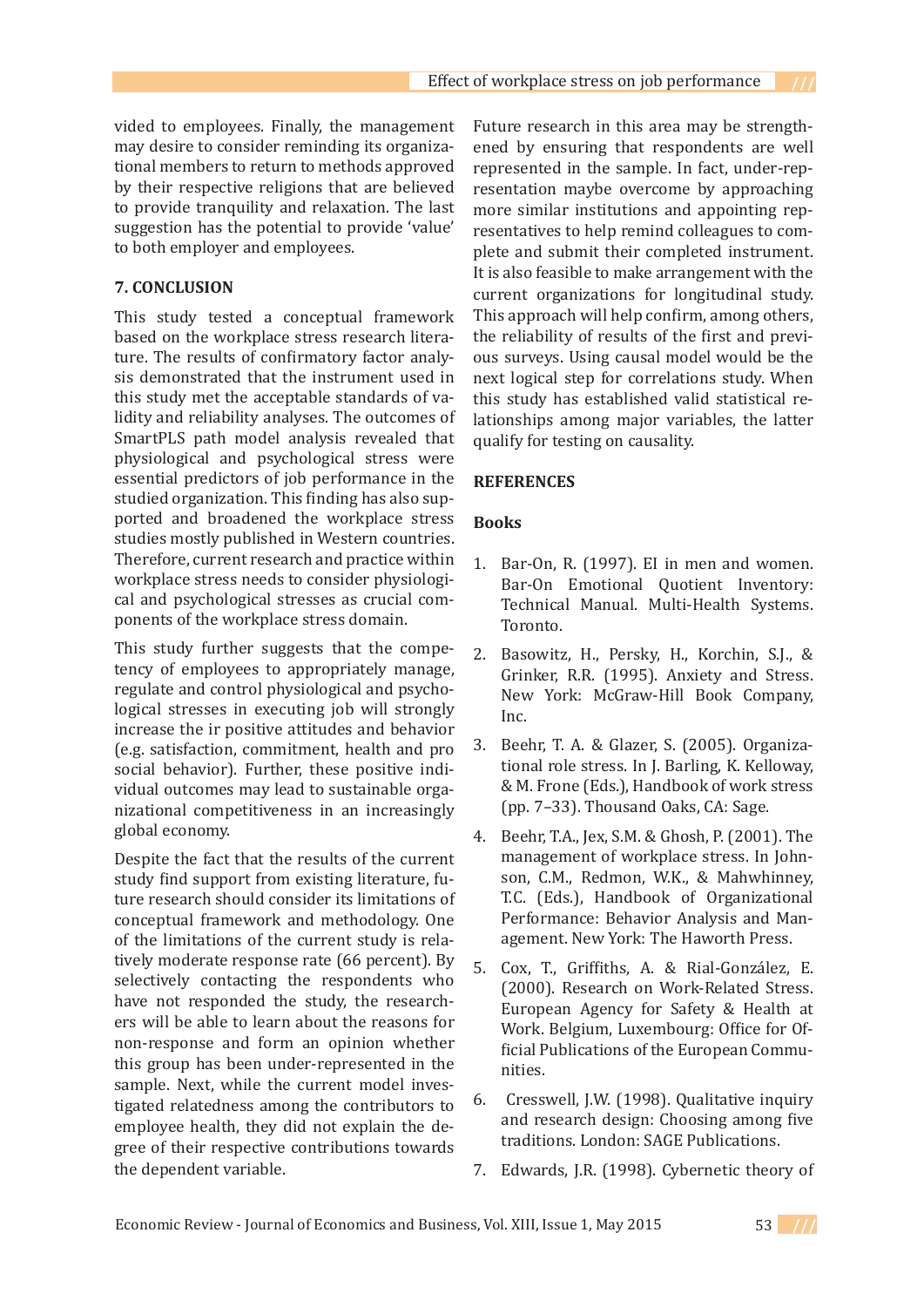vided to employees. Finally, the management may desire to consider reminding its organizational members to return to methods approved by their respective religions that are believed to provide tranquility and relaxation. The last suggestion has the potential to provide 'value' to both employer and employees.

## 7. CONCLUSION

This study tested a conceptual framework based on the workplace stress research literature. The results of confirmatory factor analysis demonstrated that the instrument used in this study met the acceptable standards of validity and reliability analyses. The outcomes of SmartPLS path model analysis revealed that physiological and psychological stress were essential predictors of job performance in the studied organization. This finding has also supported and broadened the workplace stress studies mostly published in Western countries. Therefore, current research and practice within workplace stress needs to consider physiological and psychological stresses as crucial components of the workplace stress domain.

This study further suggests that the competency of employees to appropriately manage, regulate and control physiological and psychological stresses in executing job will strongly increase the ir positive attitudes and behavior (e.g. satisfaction, commitment, health and pro social behavior). Further, these positive individual outcomes may lead to sustainable organizational competitiveness in an increasingly global economy.

Despite the fact that the results of the current study find support from existing literature, future research should consider its limitations of conceptual framework and methodology. One of the limitations of the current study is relatively moderate response rate (66 percent). By selectively contacting the respondents who have not responded the study, the researchers will be able to learn about the reasons for non-response and form an opinion whether this group has been under-represented in the sample. Next, while the current model investigated relatedness among the contributors to employee health, they did not explain the degree of their respective contributions towards the dependent variable. Future research in this area may be strengthened by ensuring that respondents are well represented in the sample. In fact, under-representation maybe overcome by approaching more similar institutions and appointing representatives to help remind colleagues to complete and submit their completed instrument. It is also feasible to make arrangement with the current organizations for longitudinal study. This approach will help confirm, among others, the reliability of results of the first and previous surveys. Using causal model would be the next logical step for correlations study. When this study has established valid statistical relationships among major variables, the latter qualify for testing on causality.

## REFERENCES

### Books

1. Bar-On, R. (1997). EI in men and women. Bar-On Emotional Quotient Inventory: Technical Manual. Multi-Health Systems. Toronto.
2. Basowitz, H., Persky, H., Korchin, S.J., & Grinker, R.R. (1995). Anxiety and Stress. New York: McGraw-Hill Book Company, Inc.
3. Beehr, T. A. & Glazer, S. (2005). Organizational role stress. In J. Barling, K. Kelloway, & M. Frone (Eds.), Handbook of work stress (pp. 7–33). Thousand Oaks, CA: Sage.
4. Beehr, T.A., Jex, S.M. & Ghosh, P. (2001). The management of workplace stress. In Johnson, C.M., Redmon, W.K., & Mahwhinney, T.C. (Eds.), Handbook of Organizational Performance: Behavior Analysis and Management. New York: The Haworth Press.
5. Cox, T., Griffiths, A. & Rial-González, E. (2000). Research on Work-Related Stress. European Agency for Safety & Health at Work. Belgium, Luxembourg: Office for Official Publications of the European Communities.
6. Cresswell, J.W. (1998). Qualitative inquiry and research design: Choosing among five traditions. London: SAGE Publications.
7. Edwards, J.R. (1998). Cybernetic theory of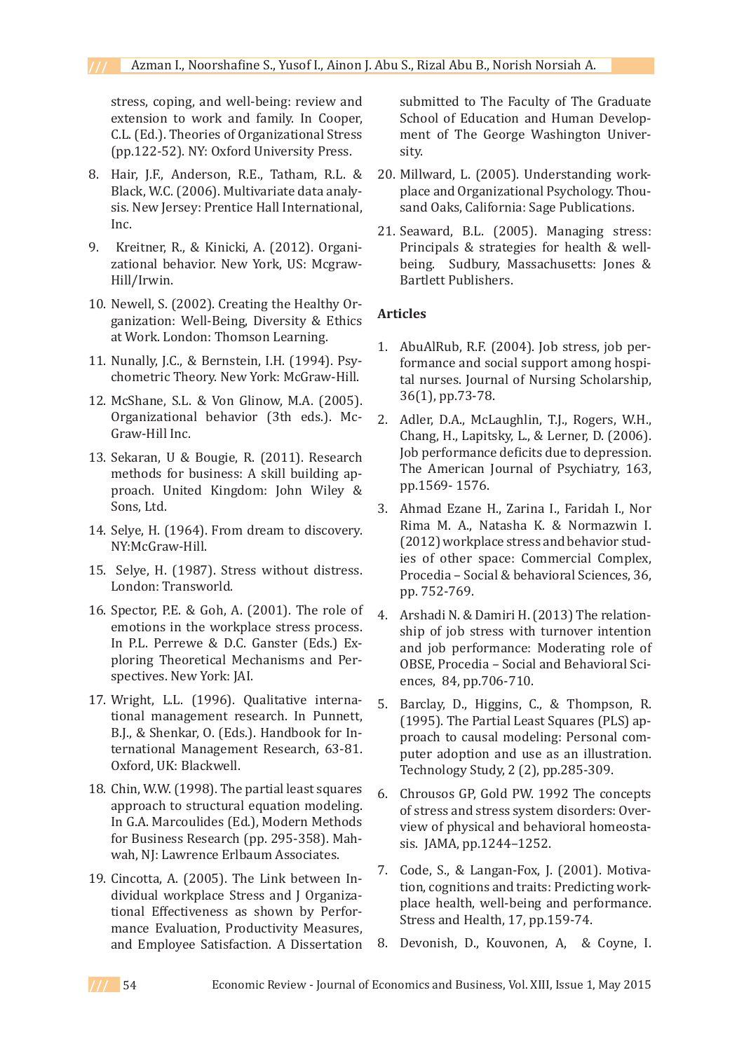stress, coping, and well-being: review and extension to work and family. In Cooper, C.L. (Ed.). Theories of Organizational Stress (pp.122-52). NY: Oxford University Press.

8. Hair, J.F., Anderson, R.E., Tatham, R.L. & Black, W.C. (2006). Multivariate data analysis. New Jersey: Prentice Hall International, Inc.
9. Kreitner, R., & Kinicki, A. (2012). Organizational behavior. New York, US: Mcgraw-Hill/Irwin.
10. Newell, S. (2002). Creating the Healthy Organization: Well-Being, Diversity & Ethics at Work. London: Thomson Learning.
11. Nunally, J.C., & Bernstein, I.H. (1994). Psychometric Theory. New York: McGraw-Hill.
12. McShane, S.L. & Von Glinow, M.A. (2005). Organizational behavior (3th eds.). McGraw-Hill Inc.
13. Sekaran, U & Bougie, R. (2011). Research methods for business: A skill building approach. United Kingdom: John Wiley & Sons, Ltd.
14. Selye, H. (1964). From dream to discovery. NY:McGraw-Hill.
15. Selye, H. (1987). Stress without distress. London: Transworld.
16. Spector, P.E. & Goh, A. (2001). The role of emotions in the workplace stress process. In P.L. Perrewe & D.C. Ganster (Eds.) Exploring Theoretical Mechanisms and Perspectives. New York: JAI.
17. Wright, L.L. (1996). Qualitative international management research. In Punnett, B.J., & Shenkar, O. (Eds.). Handbook for International Management Research, 63-81. Oxford, UK: Blackwell.
18. Chin, W.W. (1998). The partial least squares approach to structural equation modeling. In G.A. Marcoulides (Ed.), Modern Methods for Business Research (pp. 295-358). Mahwah, NJ: Lawrence Erlbaum Associates.
19. Cincotta, A. (2005). The Link between Individual workplace Stress and J Organizational Effectiveness as shown by Performance Evaluation, Productivity Measures, and Employee Satisfaction. A Dissertation submitted to The Faculty of The Graduate School of Education and Human Development of The George Washington University.
20. Millward, L. (2005). Understanding workplace and Organizational Psychology. Thousand Oaks, California: Sage Publications.
21. Seaward, B.L. (2005). Managing stress: Principals & strategies for health & well-being. Sudbury, Massachusetts: Jones & Bartlett Publishers.

### Articles

1. AbuAlRub, R.F. (2004). Job stress, job performance and social support among hospital nurses. Journal of Nursing Scholarship, 36(1), pp.73-78.
2. Adler, D.A., McLaughlin, T.J., Rogers, W.H., Chang, H., Lapitsky, L., & Lerner, D. (2006). Job performance deficits due to depression. The American Journal of Psychiatry, 163, pp.1569- 1576.
3. Ahmad Ezane H., Zarina I., Faridah I., Nor Rima M. A., Natasha K. & Normazwin I. (2012) workplace stress and behavior studies of other space: Commercial Complex, Procedia – Social & behavioral Sciences, 36, pp. 752-769.
4. Arshadi N. & Damiri H. (2013) The relationship of job stress with turnover intention and job performance: Moderating role of OBSE, Procedia – Social and Behavioral Sciences, 84, pp.706-710.
5. Barclay, D., Higgins, C., & Thompson, R. (1995). The Partial Least Squares (PLS) approach to causal modeling: Personal computer adoption and use as an illustration. Technology Study, 2 (2), pp.285-309.
6. Chrousos GP, Gold PW. 1992 The concepts of stress and stress system disorders: Overview of physical and behavioral homeostasis. JAMA, pp.1244–1252.
7. Code, S., & Langan-Fox, J. (2001). Motivation, cognitions and traits: Predicting workplace health, well-being and performance. Stress and Health, 17, pp.159-74.
8. Devonish, D., Kouvonen, A, & Coyne, I.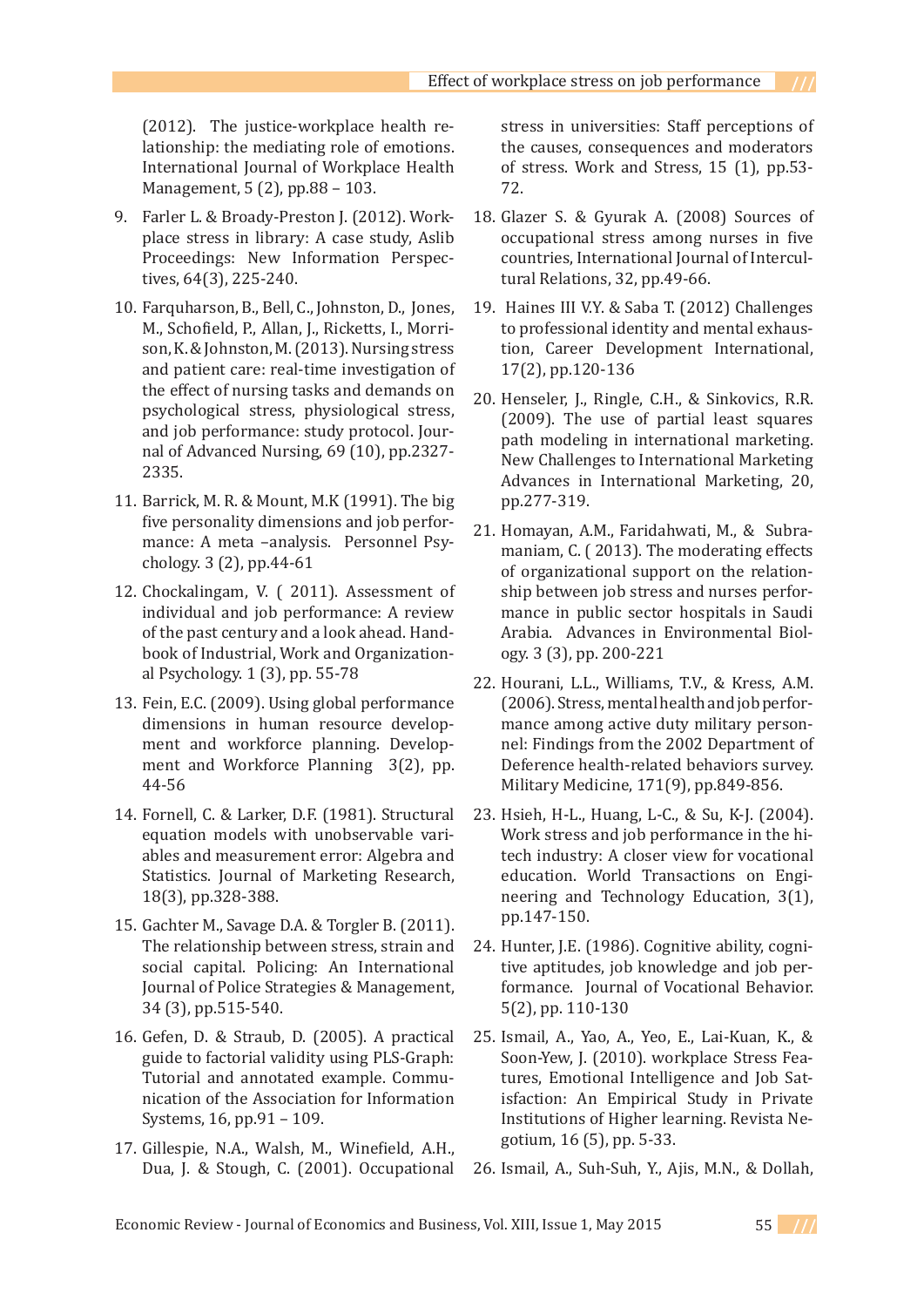(2012). The justice-workplace health relationship: the mediating role of emotions. International Journal of Workplace Health Management, 5 (2), pp.88 – 103.

9. Farler L. & Broady-Preston J. (2012). Workplace stress in library: A case study, Aslib Proceedings: New Information Perspectives, 64(3), 225-240.

10. Farquharson, B., Bell, C., Johnston, D., Jones, M., Schofield, P., Allan, J., Ricketts, I., Morrison, K. & Johnston, M. (2013). Nursing stress and patient care: real-time investigation of the effect of nursing tasks and demands on psychological stress, physiological stress, and job performance: study protocol. Journal of Advanced Nursing, 69 (10), pp.2327-2335.

11. Barrick, M. R. & Mount, M.K (1991). The big five personality dimensions and job performance: A meta –analysis. Personnel Psychology. 3 (2), pp.44-61

12. Chockalingam, V. ( 2011). Assessment of individual and job performance: A review of the past century and a look ahead. Handbook of Industrial, Work and Organizational Psychology. 1 (3), pp. 55-78

13. Fein, E.C. (2009). Using global performance dimensions in human resource development and workforce planning. Development and Workforce Planning 3(2), pp. 44-56

14. Fornell, C. & Larker, D.F. (1981). Structural equation models with unobservable variables and measurement error: Algebra and Statistics. Journal of Marketing Research, 18(3), pp.328-388.

15. Gachter M., Savage D.A. & Torgler B. (2011). The relationship between stress, strain and social capital. Policing: An International Journal of Police Strategies & Management, 34 (3), pp.515-540.

16. Gefen, D. & Straub, D. (2005). A practical guide to factorial validity using PLS-Graph: Tutorial and annotated example. Communication of the Association for Information Systems, 16, pp.91 – 109.

17. Gillespie, N.A., Walsh, M., Winefield, A.H., Dua, J. & Stough, C. (2001). Occupational stress in universities: Staff perceptions of the causes, consequences and moderators of stress. Work and Stress, 15 (1), pp.53-72.

18. Glazer S. & Gyurak A. (2008) Sources of occupational stress among nurses in five countries, International Journal of Intercultural Relations, 32, pp.49-66.

19. Haines III V.Y. & Saba T. (2012) Challenges to professional identity and mental exhaustion, Career Development International, 17(2), pp.120-136

20. Henseler, J., Ringle, C.H., & Sinkovics, R.R. (2009). The use of partial least squares path modeling in international marketing. New Challenges to International Marketing Advances in International Marketing, 20, pp.277-319.

21. Homayan, A.M., Faridahwati, M., & Subramaniam, C. ( 2013). The moderating effects of organizational support on the relationship between job stress and nurses performance in public sector hospitals in Saudi Arabia. Advances in Environmental Biology. 3 (3), pp. 200-221

22. Hourani, L.L., Williams, T.V., & Kress, A.M. (2006). Stress, mental health and job performance among active duty military personnel: Findings from the 2002 Department of Deference health-related behaviors survey. Military Medicine, 171(9), pp.849-856.

23. Hsieh, H-L., Huang, L-C., & Su, K-J. (2004). Work stress and job performance in the hi-tech industry: A closer view for vocational education. World Transactions on Engineering and Technology Education, 3(1), pp.147-150.

24. Hunter, J.E. (1986). Cognitive ability, cognitive aptitudes, job knowledge and job performance. Journal of Vocational Behavior. 5(2), pp. 110-130

25. Ismail, A., Yao, A., Yeo, E., Lai-Kuan, K., & Soon-Yew, J. (2010). workplace Stress Features, Emotional Intelligence and Job Satisfaction: An Empirical Study in Private Institutions of Higher learning. Revista Negotium, 16 (5), pp. 5-33.

26. Ismail, A., Suh-Suh, Y., Ajis, M.N., & Dollah,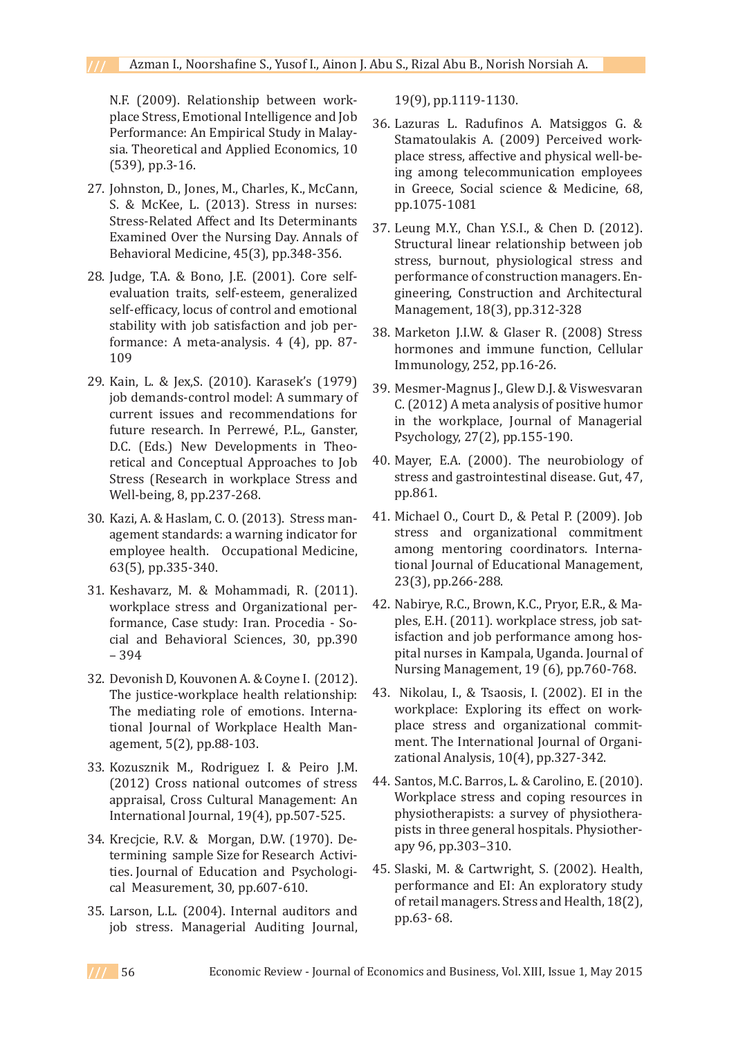N.F. (2009). Relationship between workplace Stress, Emotional Intelligence and Job Performance: An Empirical Study in Malaysia. Theoretical and Applied Economics, 10 (539), pp.3-16.

27. Johnston, D., Jones, M., Charles, K., McCann, S. & McKee, L. (2013). Stress in nurses: Stress-Related Affect and Its Determinants Examined Over the Nursing Day. Annals of Behavioral Medicine, 45(3), pp.348-356.
28. Judge, T.A. & Bono, J.E. (2001). Core self-evaluation traits, self-esteem, generalized self-efficacy, locus of control and emotional stability with job satisfaction and job performance: A meta-analysis. 4 (4), pp. 87-109
29. Kain, L. & Jex,S. (2010). Karasek's (1979) job demands-control model: A summary of current issues and recommendations for future research. In Perrewé, P.L., Ganster, D.C. (Eds.) New Developments in Theoretical and Conceptual Approaches to Job Stress (Research in workplace Stress and Well-being, 8, pp.237-268.
30. Kazi, A. & Haslam, C. O. (2013). Stress management standards: a warning indicator for employee health. Occupational Medicine, 63(5), pp.335-340.
31. Keshavarz, M. & Mohammadi, R. (2011). workplace stress and Organizational performance, Case study: Iran. Procedia - Social and Behavioral Sciences, 30, pp.390 – 394
32. Devonish D, Kouvonen A. & Coyne I. (2012). The justice-workplace health relationship: The mediating role of emotions. International Journal of Workplace Health Management, 5(2), pp.88-103.
33. Kozusznik M., Rodriguez I. & Peiro J.M. (2012) Cross national outcomes of stress appraisal, Cross Cultural Management: An International Journal, 19(4), pp.507-525.
34. Krecjcie, R.V. & Morgan, D.W. (1970). Determining sample Size for Research Activities. Journal of Education and Psychological Measurement, 30, pp.607-610.
35. Larson, L.L. (2004). Internal auditors and job stress. Managerial Auditing Journal, 19(9), pp.1119-1130.
36. Lazuras L. Radufinos A. Matsiggos G. & Stamatoulakis A. (2009) Perceived workplace stress, affective and physical well-being among telecommunication employees in Greece, Social science & Medicine, 68, pp.1075-1081
37. Leung M.Y., Chan Y.S.I., & Chen D. (2012). Structural linear relationship between job stress, burnout, physiological stress and performance of construction managers. Engineering, Construction and Architectural Management, 18(3), pp.312-328
38. Marketon J.I.W. & Glaser R. (2008) Stress hormones and immune function, Cellular Immunology, 252, pp.16-26.
39. Mesmer-Magnus J., Glew D.J. & Viswesvaran C. (2012) A meta analysis of positive humor in the workplace, Journal of Managerial Psychology, 27(2), pp.155-190.
40. Mayer, E.A. (2000). The neurobiology of stress and gastrointestinal disease. Gut, 47, pp.861.
41. Michael O., Court D., & Petal P. (2009). Job stress and organizational commitment among mentoring coordinators. International Journal of Educational Management, 23(3), pp.266-288.
42. Nabirye, R.C., Brown, K.C., Pryor, E.R., & Maples, E.H. (2011). workplace stress, job satisfaction and job performance among hospital nurses in Kampala, Uganda. Journal of Nursing Management, 19 (6), pp.760-768.
43. Nikolau, I., & Tsaosis, I. (2002). EI in the workplace: Exploring its effect on workplace stress and organizational commitment. The International Journal of Organizational Analysis, 10(4), pp.327-342.
44. Santos, M.C. Barros, L. & Carolino, E. (2010). Workplace stress and coping resources in physiotherapists: a survey of physiotherapists in three general hospitals. Physiotherapy 96, pp.303–310.
45. Slaski, M. & Cartwright, S. (2002). Health, performance and EI: An exploratory study of retail managers. Stress and Health, 18(2), pp.63- 68.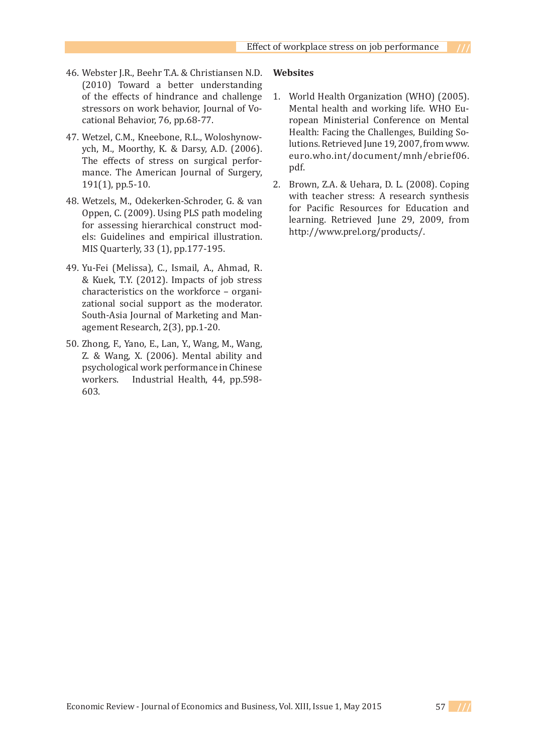46. Webster J.R., Beehr T.A. & Christiansen N.D. (2010) Toward a better understanding of the effects of hindrance and challenge stressors on work behavior, Journal of Vocational Behavior, 76, pp.68-77.

47. Wetzel, C.M., Kneebone, R.L., Woloshynowych, M., Moorthy, K. & Darsy, A.D. (2006). The effects of stress on surgical performance. The American Journal of Surgery, 191(1), pp.5-10.

48. Wetzels, M., Odekerken-Schroder, G. & van Oppen, C. (2009). Using PLS path modeling for assessing hierarchical construct models: Guidelines and empirical illustration. MIS Quarterly, 33 (1), pp.177-195.

49. Yu-Fei (Melissa), C., Ismail, A., Ahmad, R. & Kuek, T.Y. (2012). Impacts of job stress characteristics on the workforce – organizational social support as the moderator. South-Asia Journal of Marketing and Management Research, 2(3), pp.1-20.

50. Zhong, F., Yano, E., Lan, Y., Wang, M., Wang, Z. & Wang, X. (2006). Mental ability and psychological work performance in Chinese workers. Industrial Health, 44, pp.598-603.

**Websites**

1. World Health Organization (WHO) (2005). Mental health and working life. WHO European Ministerial Conference on Mental Health: Facing the Challenges, Building Solutions. Retrieved June 19, 2007, from www.euro.who.int/document/mnh/ebrief06.pdf.

2. Brown, Z.A. & Uehara, D. L. (2008). Coping with teacher stress: A research synthesis for Pacific Resources for Education and learning. Retrieved June 29, 2009, from http://www.prel.org/products/.